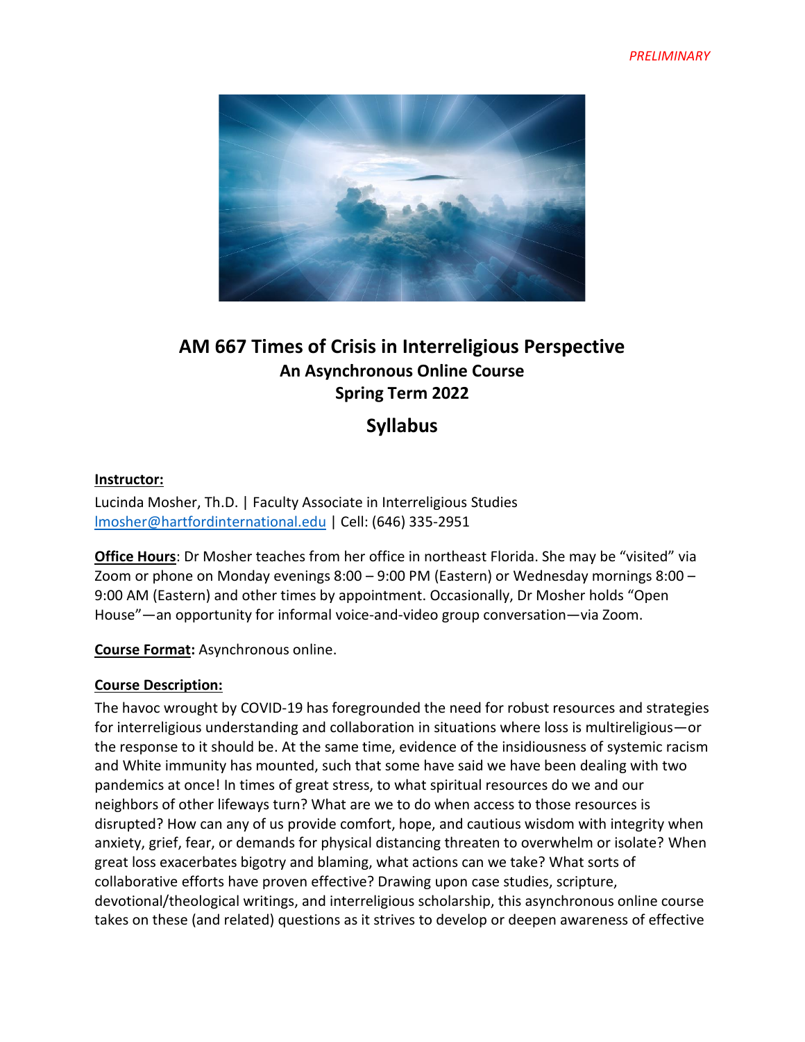*PRELIMINARY*

# AM 667 Times of Crisis in Interreligious Perspective

## An Asynchronous Online Course

## Spring Term 2022

## Syllabus

**Instructor:**

Lucinda Mosher, Th.D. | Faculty Associate in Interreligious Studies
lmosher@hartfordinternational.edu | Cell: (646) 335-2951

**Office Hours**: Dr Mosher teaches from her office in northeast Florida. She may be "visited" via Zoom or phone on Monday evenings 8:00 – 9:00 PM (Eastern) or Wednesday mornings 8:00 – 9:00 AM (Eastern) and other times by appointment. Occasionally, Dr Mosher holds "Open House"—an opportunity for informal voice-and-video group conversation—via Zoom.

**Course Format:** Asynchronous online.

**Course Description:**

The havoc wrought by COVID-19 has foregrounded the need for robust resources and strategies for interreligious understanding and collaboration in situations where loss is multireligious—or the response to it should be. At the same time, evidence of the insidiousness of systemic racism and White immunity has mounted, such that some have said we have been dealing with two pandemics at once! In times of great stress, to what spiritual resources do we and our neighbors of other lifeways turn? What are we to do when access to those resources is disrupted? How can any of us provide comfort, hope, and cautious wisdom with integrity when anxiety, grief, fear, or demands for physical distancing threaten to overwhelm or isolate? When great loss exacerbates bigotry and blaming, what actions can we take? What sorts of collaborative efforts have proven effective? Drawing upon case studies, scripture, devotional/theological writings, and interreligious scholarship, this asynchronous online course takes on these (and related) questions as it strives to develop or deepen awareness of effective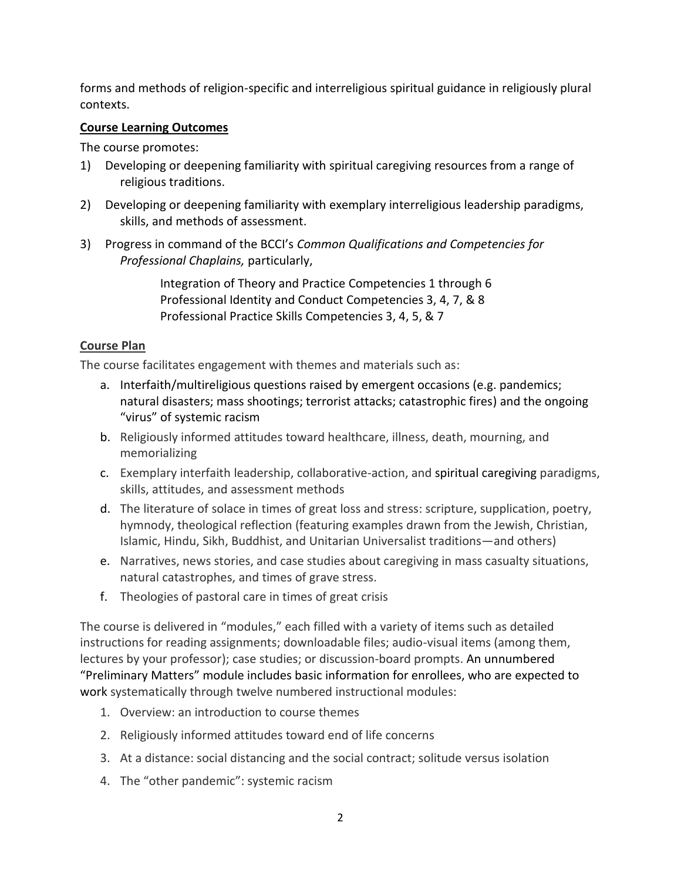forms and methods of religion-specific and interreligious spiritual guidance in religiously plural contexts.

**Course Learning Outcomes**

The course promotes:

1) Developing or deepening familiarity with spiritual caregiving resources from a range of religious traditions.
2) Developing or deepening familiarity with exemplary interreligious leadership paradigms, skills, and methods of assessment.
3) Progress in command of the BCCI's *Common Qualifications and Competencies for Professional Chaplains,* particularly,

   Integration of Theory and Practice Competencies 1 through 6
   Professional Identity and Conduct Competencies 3, 4, 7, & 8
   Professional Practice Skills Competencies 3, 4, 5, & 7

**Course Plan**

The course facilitates engagement with themes and materials such as:

a. Interfaith/multireligious questions raised by emergent occasions (e.g. pandemics; natural disasters; mass shootings; terrorist attacks; catastrophic fires) and the ongoing "virus" of systemic racism
b. Religiously informed attitudes toward healthcare, illness, death, mourning, and memorializing
c. Exemplary interfaith leadership, collaborative-action, and spiritual caregiving paradigms, skills, attitudes, and assessment methods
d. The literature of solace in times of great loss and stress: scripture, supplication, poetry, hymnody, theological reflection (featuring examples drawn from the Jewish, Christian, Islamic, Hindu, Sikh, Buddhist, and Unitarian Universalist traditions—and others)
e. Narratives, news stories, and case studies about caregiving in mass casualty situations, natural catastrophes, and times of grave stress.
f. Theologies of pastoral care in times of great crisis

The course is delivered in "modules," each filled with a variety of items such as detailed instructions for reading assignments; downloadable files; audio-visual items (among them, lectures by your professor); case studies; or discussion-board prompts. An unnumbered "Preliminary Matters" module includes basic information for enrollees, who are expected to work systematically through twelve numbered instructional modules:

1. Overview: an introduction to course themes
2. Religiously informed attitudes toward end of life concerns
3. At a distance: social distancing and the social contract; solitude versus isolation
4. The "other pandemic": systemic racism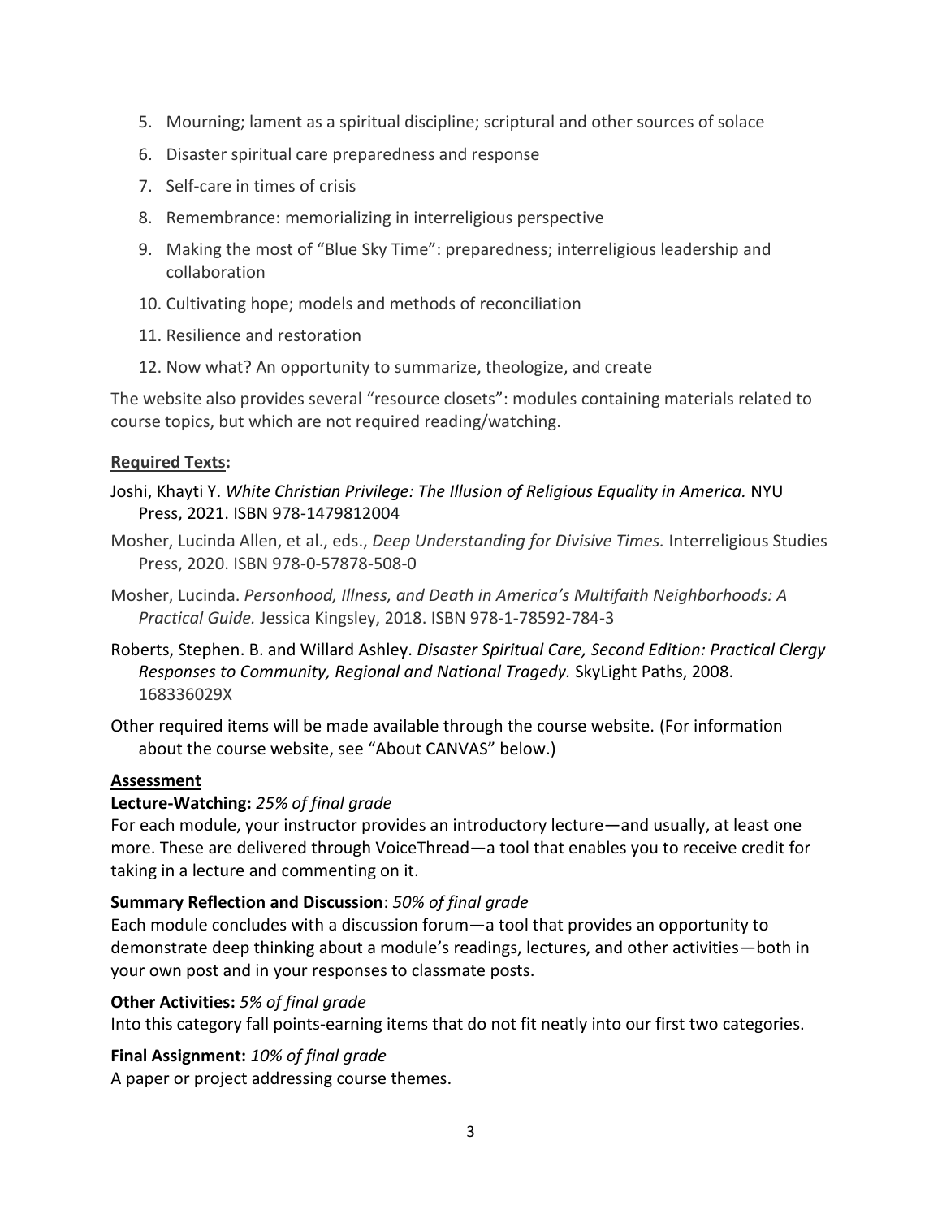5. Mourning; lament as a spiritual discipline; scriptural and other sources of solace
6. Disaster spiritual care preparedness and response
7. Self-care in times of crisis
8. Remembrance: memorializing in interreligious perspective
9. Making the most of "Blue Sky Time": preparedness; interreligious leadership and collaboration
10. Cultivating hope; models and methods of reconciliation
11. Resilience and restoration
12. Now what? An opportunity to summarize, theologize, and create

The website also provides several "resource closets": modules containing materials related to course topics, but which are not required reading/watching.

**Required Texts:**

Joshi, Khayti Y. *White Christian Privilege: The Illusion of Religious Equality in America.* NYU Press, 2021. ISBN 978-1479812004

Mosher, Lucinda Allen, et al., eds., *Deep Understanding for Divisive Times.* Interreligious Studies Press, 2020. ISBN 978-0-57878-508-0

Mosher, Lucinda. *Personhood, Illness, and Death in America's Multifaith Neighborhoods: A Practical Guide.* Jessica Kingsley, 2018. ISBN 978-1-78592-784-3

Roberts, Stephen. B. and Willard Ashley. *Disaster Spiritual Care, Second Edition: Practical Clergy Responses to Community, Regional and National Tragedy.* SkyLight Paths, 2008. 168336029X

Other required items will be made available through the course website. (For information about the course website, see "About CANVAS" below.)

**Assessment**

**Lecture-Watching:** *25% of final grade*
For each module, your instructor provides an introductory lecture—and usually, at least one more. These are delivered through VoiceThread—a tool that enables you to receive credit for taking in a lecture and commenting on it.

**Summary Reflection and Discussion**: *50% of final grade*
Each module concludes with a discussion forum—a tool that provides an opportunity to demonstrate deep thinking about a module's readings, lectures, and other activities—both in your own post and in your responses to classmate posts.

**Other Activities:** *5% of final grade*
Into this category fall points-earning items that do not fit neatly into our first two categories.

**Final Assignment:** *10% of final grade*
A paper or project addressing course themes.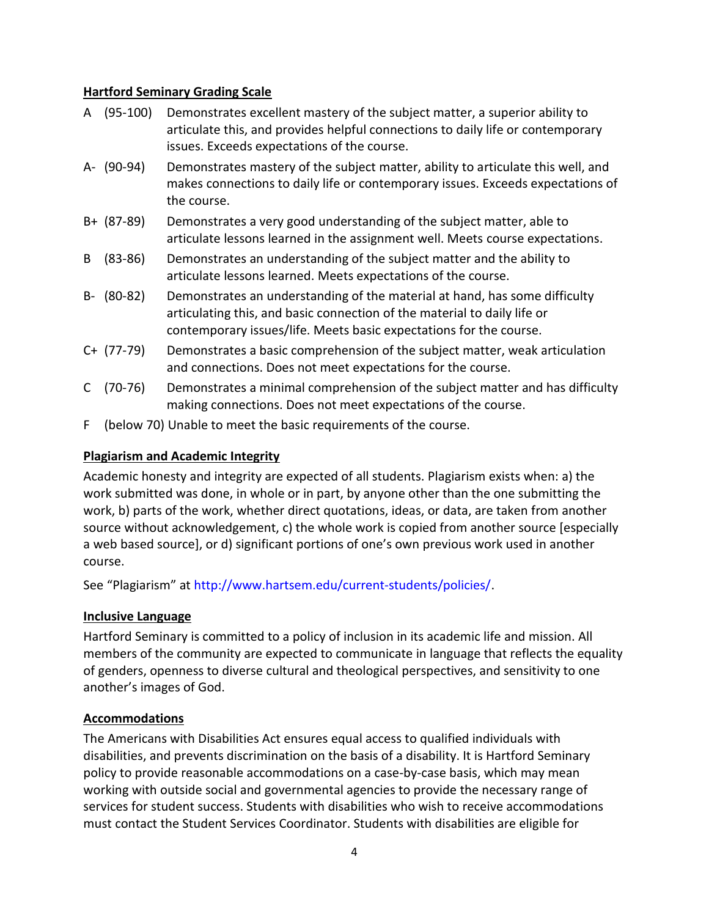**Hartford Seminary Grading Scale**

A (95-100) Demonstrates excellent mastery of the subject matter, a superior ability to articulate this, and provides helpful connections to daily life or contemporary issues. Exceeds expectations of the course.

A- (90-94) Demonstrates mastery of the subject matter, ability to articulate this well, and makes connections to daily life or contemporary issues. Exceeds expectations of the course.

B+ (87-89) Demonstrates a very good understanding of the subject matter, able to articulate lessons learned in the assignment well. Meets course expectations.

B (83-86) Demonstrates an understanding of the subject matter and the ability to articulate lessons learned. Meets expectations of the course.

B- (80-82) Demonstrates an understanding of the material at hand, has some difficulty articulating this, and basic connection of the material to daily life or contemporary issues/life. Meets basic expectations for the course.

C+ (77-79) Demonstrates a basic comprehension of the subject matter, weak articulation and connections. Does not meet expectations for the course.

C (70-76) Demonstrates a minimal comprehension of the subject matter and has difficulty making connections. Does not meet expectations of the course.

F (below 70) Unable to meet the basic requirements of the course.

**Plagiarism and Academic Integrity**

Academic honesty and integrity are expected of all students. Plagiarism exists when: a) the work submitted was done, in whole or in part, by anyone other than the one submitting the work, b) parts of the work, whether direct quotations, ideas, or data, are taken from another source without acknowledgement, c) the whole work is copied from another source [especially a web based source], or d) significant portions of one's own previous work used in another course.

See "Plagiarism" at http://www.hartsem.edu/current-students/policies/.

**Inclusive Language**

Hartford Seminary is committed to a policy of inclusion in its academic life and mission. All members of the community are expected to communicate in language that reflects the equality of genders, openness to diverse cultural and theological perspectives, and sensitivity to one another's images of God.

**Accommodations**

The Americans with Disabilities Act ensures equal access to qualified individuals with disabilities, and prevents discrimination on the basis of a disability. It is Hartford Seminary policy to provide reasonable accommodations on a case-by-case basis, which may mean working with outside social and governmental agencies to provide the necessary range of services for student success. Students with disabilities who wish to receive accommodations must contact the Student Services Coordinator. Students with disabilities are eligible for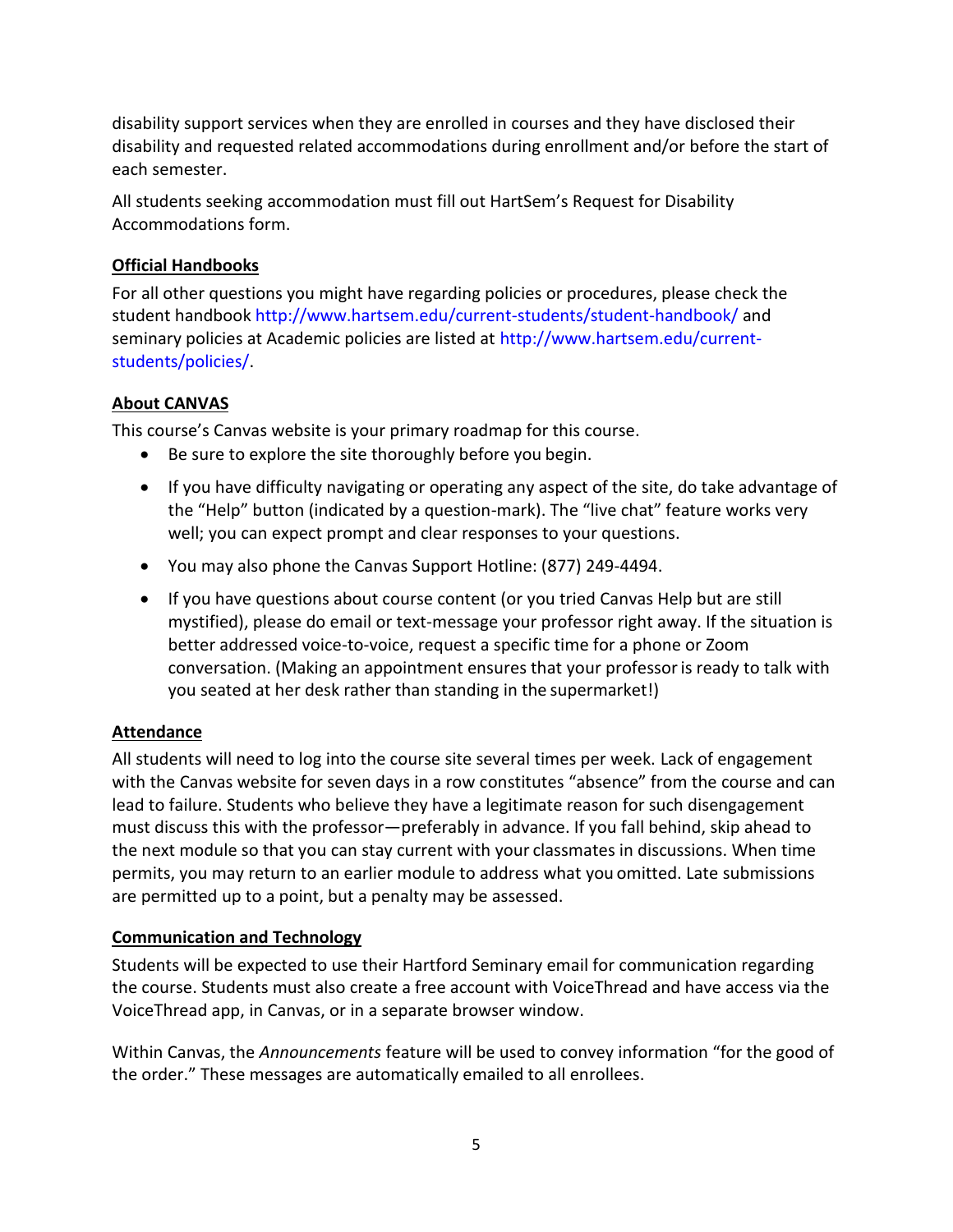disability support services when they are enrolled in courses and they have disclosed their disability and requested related accommodations during enrollment and/or before the start of each semester.

All students seeking accommodation must fill out HartSem's Request for Disability Accommodations form.

**Official Handbooks**

For all other questions you might have regarding policies or procedures, please check the student handbook http://www.hartsem.edu/current-students/student-handbook/ and seminary policies at Academic policies are listed at http://www.hartsem.edu/current-students/policies/.

**About CANVAS**

This course's Canvas website is your primary roadmap for this course.

- Be sure to explore the site thoroughly before you begin.
- If you have difficulty navigating or operating any aspect of the site, do take advantage of the "Help" button (indicated by a question-mark). The "live chat" feature works very well; you can expect prompt and clear responses to your questions.
- You may also phone the Canvas Support Hotline: (877) 249-4494.
- If you have questions about course content (or you tried Canvas Help but are still mystified), please do email or text-message your professor right away. If the situation is better addressed voice-to-voice, request a specific time for a phone or Zoom conversation. (Making an appointment ensures that your professor is ready to talk with you seated at her desk rather than standing in the supermarket!)

**Attendance**

All students will need to log into the course site several times per week. Lack of engagement with the Canvas website for seven days in a row constitutes "absence" from the course and can lead to failure. Students who believe they have a legitimate reason for such disengagement must discuss this with the professor—preferably in advance. If you fall behind, skip ahead to the next module so that you can stay current with your classmates in discussions. When time permits, you may return to an earlier module to address what you omitted. Late submissions are permitted up to a point, but a penalty may be assessed.

**Communication and Technology**

Students will be expected to use their Hartford Seminary email for communication regarding the course. Students must also create a free account with VoiceThread and have access via the VoiceThread app, in Canvas, or in a separate browser window.

Within Canvas, the *Announcements* feature will be used to convey information "for the good of the order." These messages are automatically emailed to all enrollees.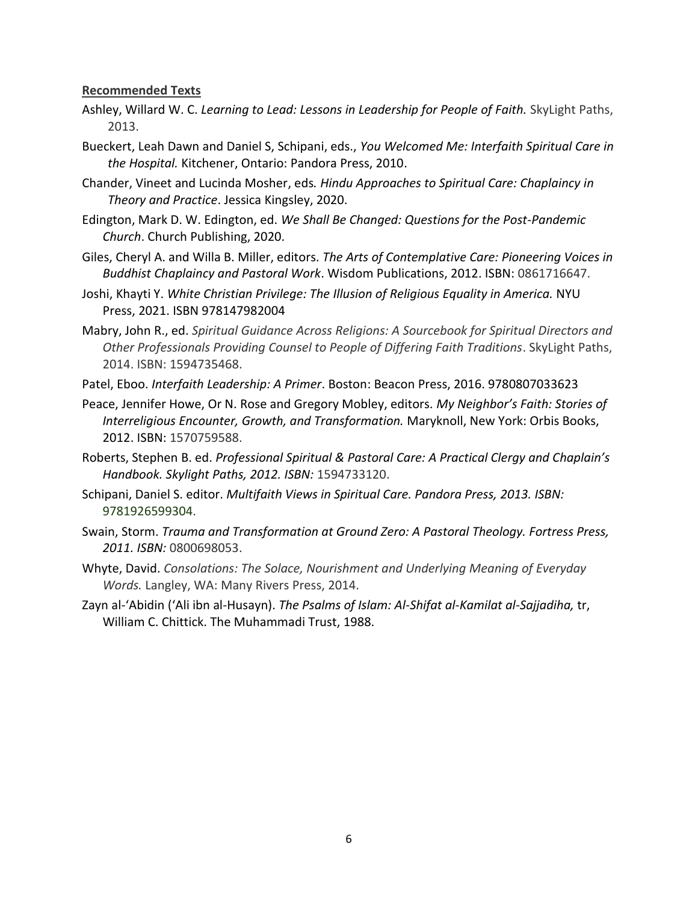**Recommended Texts**

Ashley, Willard W. C. *Learning to Lead: Lessons in Leadership for People of Faith.* SkyLight Paths, 2013.

Bueckert, Leah Dawn and Daniel S, Schipani, eds., *You Welcomed Me: Interfaith Spiritual Care in the Hospital.* Kitchener, Ontario: Pandora Press, 2010.

Chander, Vineet and Lucinda Mosher, eds*. Hindu Approaches to Spiritual Care: Chaplaincy in Theory and Practice*. Jessica Kingsley, 2020.

Edington, Mark D. W. Edington, ed. *We Shall Be Changed: Questions for the Post-Pandemic Church*. Church Publishing, 2020.

Giles, Cheryl A. and Willa B. Miller, editors. *The Arts of Contemplative Care: Pioneering Voices in Buddhist Chaplaincy and Pastoral Work*. Wisdom Publications, 2012. ISBN: 0861716647.

Joshi, Khayti Y. *White Christian Privilege: The Illusion of Religious Equality in America.* NYU Press, 2021. ISBN 978147982004

Mabry, John R., ed. *Spiritual Guidance Across Religions: A Sourcebook for Spiritual Directors and Other Professionals Providing Counsel to People of Differing Faith Traditions*. SkyLight Paths, 2014. ISBN: 1594735468.

Patel, Eboo. *Interfaith Leadership: A Primer*. Boston: Beacon Press, 2016. 9780807033623

Peace, Jennifer Howe, Or N. Rose and Gregory Mobley, editors. *My Neighbor's Faith: Stories of Interreligious Encounter, Growth, and Transformation.* Maryknoll, New York: Orbis Books, 2012. ISBN: 1570759588.

Roberts, Stephen B. ed. *Professional Spiritual & Pastoral Care: A Practical Clergy and Chaplain's Handbook. Skylight Paths, 2012. ISBN:* 1594733120.

Schipani, Daniel S. editor. *Multifaith Views in Spiritual Care. Pandora Press, 2013. ISBN:* 9781926599304.

Swain, Storm. *Trauma and Transformation at Ground Zero: A Pastoral Theology. Fortress Press, 2011. ISBN:* 0800698053.

Whyte, David. *Consolations: The Solace, Nourishment and Underlying Meaning of Everyday Words.* Langley, WA: Many Rivers Press, 2014.

Zayn al-'Abidin ('Ali ibn al-Husayn). *The Psalms of Islam: Al-Shifat al-Kamilat al-Sajjadiha,* tr, William C. Chittick. The Muhammadi Trust, 1988.